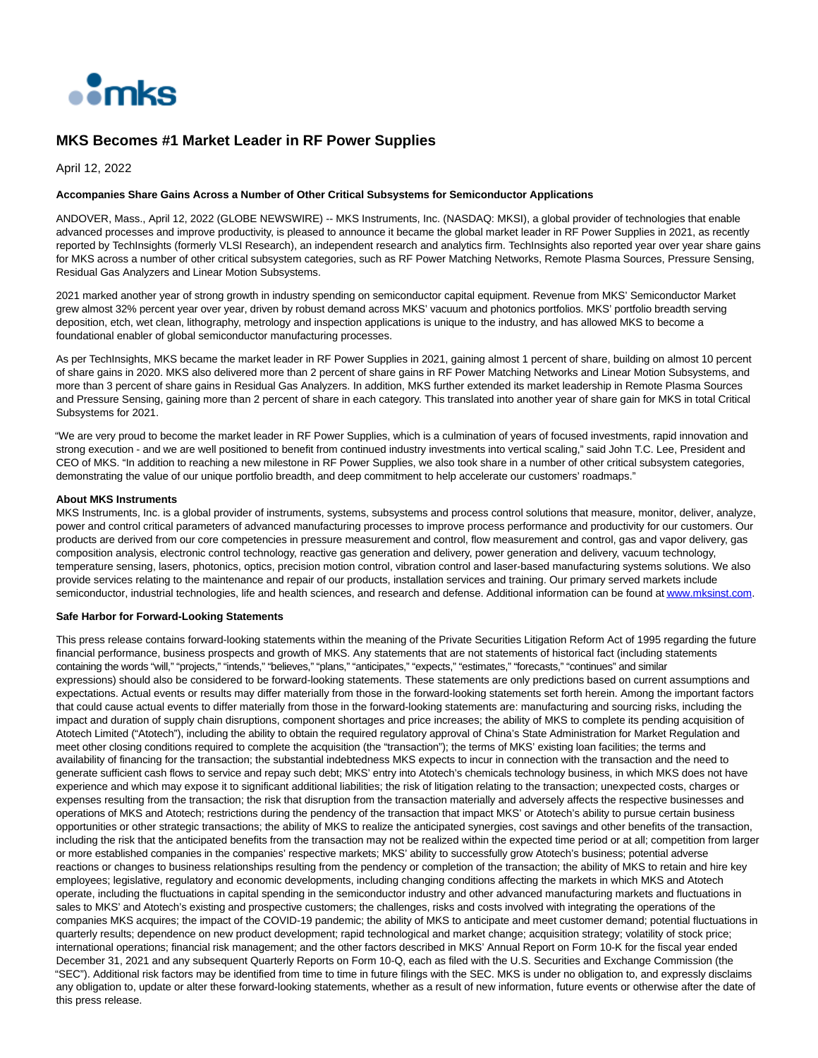# MKS Becomes #1 Market Leader in RF Power Supplies

April 12, 2022

**Accompanies Share Gains Across a Number of Other Critical Subsystems for Semiconductor Applications**

ANDOVER, Mass., April 12, 2022 (GLOBE NEWSWIRE) -- MKS Instruments, Inc. (NASDAQ: MKSI), a global provider of technologies that enable advanced processes and improve productivity, is pleased to announce it became the global market leader in RF Power Supplies in 2021, as recently reported by TechInsights (formerly VLSI Research), an independent research and analytics firm. TechInsights also reported year over year share gains for MKS across a number of other critical subsystem categories, such as RF Power Matching Networks, Remote Plasma Sources, Pressure Sensing, Residual Gas Analyzers and Linear Motion Subsystems.

2021 marked another year of strong growth in industry spending on semiconductor capital equipment. Revenue from MKS' Semiconductor Market grew almost 32% percent year over year, driven by robust demand across MKS' vacuum and photonics portfolios. MKS' portfolio breadth serving deposition, etch, wet clean, lithography, metrology and inspection applications is unique to the industry, and has allowed MKS to become a foundational enabler of global semiconductor manufacturing processes.

As per TechInsights, MKS became the market leader in RF Power Supplies in 2021, gaining almost 1 percent of share, building on almost 10 percent of share gains in 2020. MKS also delivered more than 2 percent of share gains in RF Power Matching Networks and Linear Motion Subsystems, and more than 3 percent of share gains in Residual Gas Analyzers. In addition, MKS further extended its market leadership in Remote Plasma Sources and Pressure Sensing, gaining more than 2 percent of share in each category. This translated into another year of share gain for MKS in total Critical Subsystems for 2021.

"We are very proud to become the market leader in RF Power Supplies, which is a culmination of years of focused investments, rapid innovation and strong execution - and we are well positioned to benefit from continued industry investments into vertical scaling," said John T.C. Lee, President and CEO of MKS. "In addition to reaching a new milestone in RF Power Supplies, we also took share in a number of other critical subsystem categories, demonstrating the value of our unique portfolio breadth, and deep commitment to help accelerate our customers' roadmaps."

**About MKS Instruments**

MKS Instruments, Inc. is a global provider of instruments, systems, subsystems and process control solutions that measure, monitor, deliver, analyze, power and control critical parameters of advanced manufacturing processes to improve process performance and productivity for our customers. Our products are derived from our core competencies in pressure measurement and control, flow measurement and control, gas and vapor delivery, gas composition analysis, electronic control technology, reactive gas generation and delivery, power generation and delivery, vacuum technology, temperature sensing, lasers, photonics, optics, precision motion control, vibration control and laser-based manufacturing systems solutions. We also provide services relating to the maintenance and repair of our products, installation services and training. Our primary served markets include semiconductor, industrial technologies, life and health sciences, and research and defense. Additional information can be found at [www.mksinst.com](http://www.mksinst.com).

**Safe Harbor for Forward-Looking Statements**

This press release contains forward-looking statements within the meaning of the Private Securities Litigation Reform Act of 1995 regarding the future financial performance, business prospects and growth of MKS. Any statements that are not statements of historical fact (including statements containing the words "will," "projects," "intends," "believes," "plans," "anticipates," "expects," "estimates," "forecasts," "continues" and similar expressions) should also be considered to be forward-looking statements. These statements are only predictions based on current assumptions and expectations. Actual events or results may differ materially from those in the forward-looking statements set forth herein. Among the important factors that could cause actual events to differ materially from those in the forward-looking statements are: manufacturing and sourcing risks, including the impact and duration of supply chain disruptions, component shortages and price increases; the ability of MKS to complete its pending acquisition of Atotech Limited ("Atotech"), including the ability to obtain the required regulatory approval of China's State Administration for Market Regulation and meet other closing conditions required to complete the acquisition (the "transaction"); the terms of MKS' existing loan facilities; the terms and availability of financing for the transaction; the substantial indebtedness MKS expects to incur in connection with the transaction and the need to generate sufficient cash flows to service and repay such debt; MKS' entry into Atotech's chemicals technology business, in which MKS does not have experience and which may expose it to significant additional liabilities; the risk of litigation relating to the transaction; unexpected costs, charges or expenses resulting from the transaction; the risk that disruption from the transaction materially and adversely affects the respective businesses and operations of MKS and Atotech; restrictions during the pendency of the transaction that impact MKS' or Atotech's ability to pursue certain business opportunities or other strategic transactions; the ability of MKS to realize the anticipated synergies, cost savings and other benefits of the transaction, including the risk that the anticipated benefits from the transaction may not be realized within the expected time period or at all; competition from larger or more established companies in the companies' respective markets; MKS' ability to successfully grow Atotech's business; potential adverse reactions or changes to business relationships resulting from the pendency or completion of the transaction; the ability of MKS to retain and hire key employees; legislative, regulatory and economic developments, including changing conditions affecting the markets in which MKS and Atotech operate, including the fluctuations in capital spending in the semiconductor industry and other advanced manufacturing markets and fluctuations in sales to MKS' and Atotech's existing and prospective customers; the challenges, risks and costs involved with integrating the operations of the companies MKS acquires; the impact of the COVID-19 pandemic; the ability of MKS to anticipate and meet customer demand; potential fluctuations in quarterly results; dependence on new product development; rapid technological and market change; acquisition strategy; volatility of stock price; international operations; financial risk management; and the other factors described in MKS' Annual Report on Form 10-K for the fiscal year ended December 31, 2021 and any subsequent Quarterly Reports on Form 10-Q, each as filed with the U.S. Securities and Exchange Commission (the "SEC"). Additional risk factors may be identified from time to time in future filings with the SEC. MKS is under no obligation to, and expressly disclaims any obligation to, update or alter these forward-looking statements, whether as a result of new information, future events or otherwise after the date of this press release.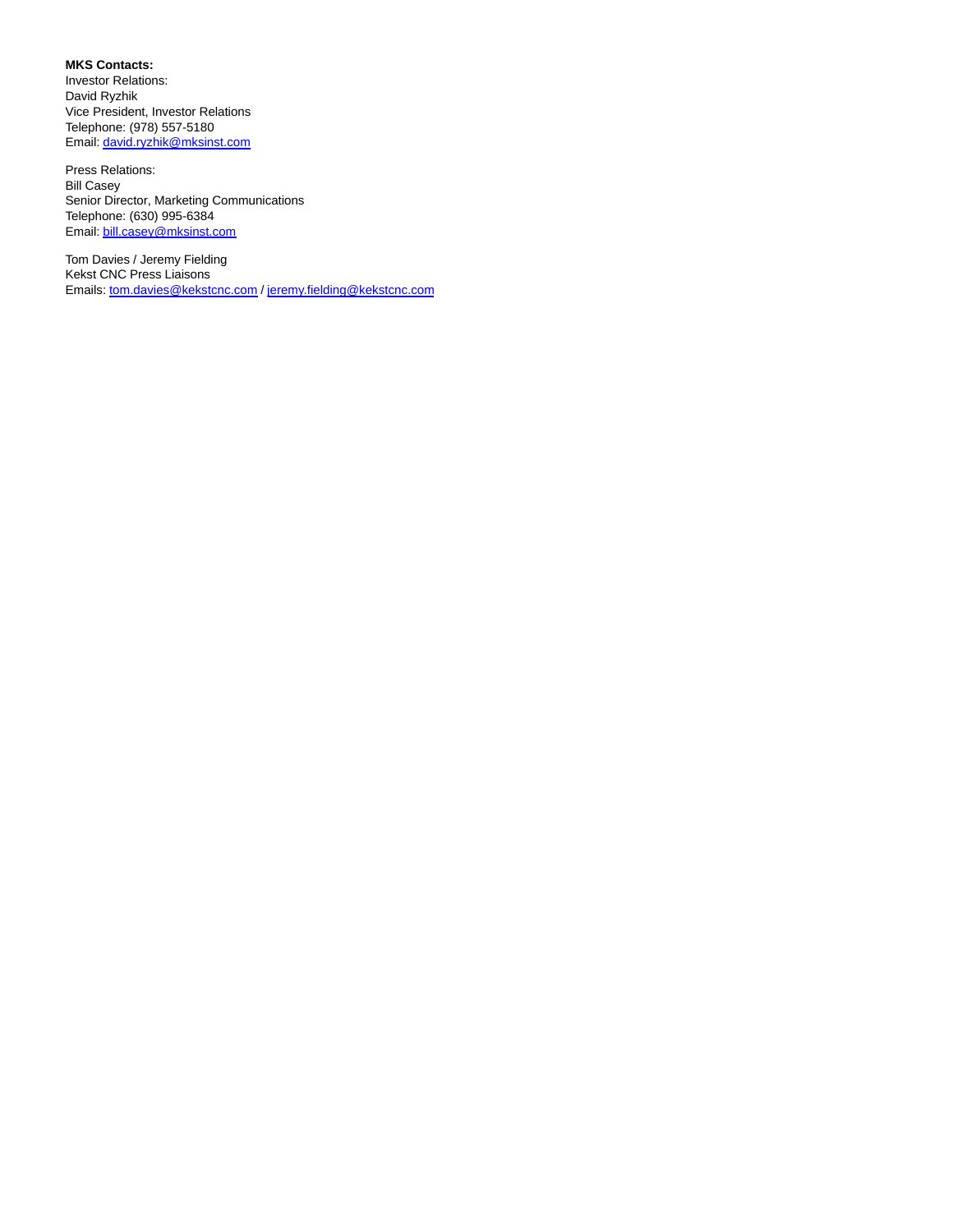**MKS Contacts:**
Investor Relations:
David Ryzhik
Vice President, Investor Relations
Telephone: (978) 557-5180
Email: david.ryzhik@mksinst.com

Press Relations:
Bill Casey
Senior Director, Marketing Communications
Telephone: (630) 995-6384
Email: bill.casey@mksinst.com

Tom Davies / Jeremy Fielding
Kekst CNC Press Liaisons
Emails: tom.davies@kekstcnc.com / jeremy.fielding@kekstcnc.com